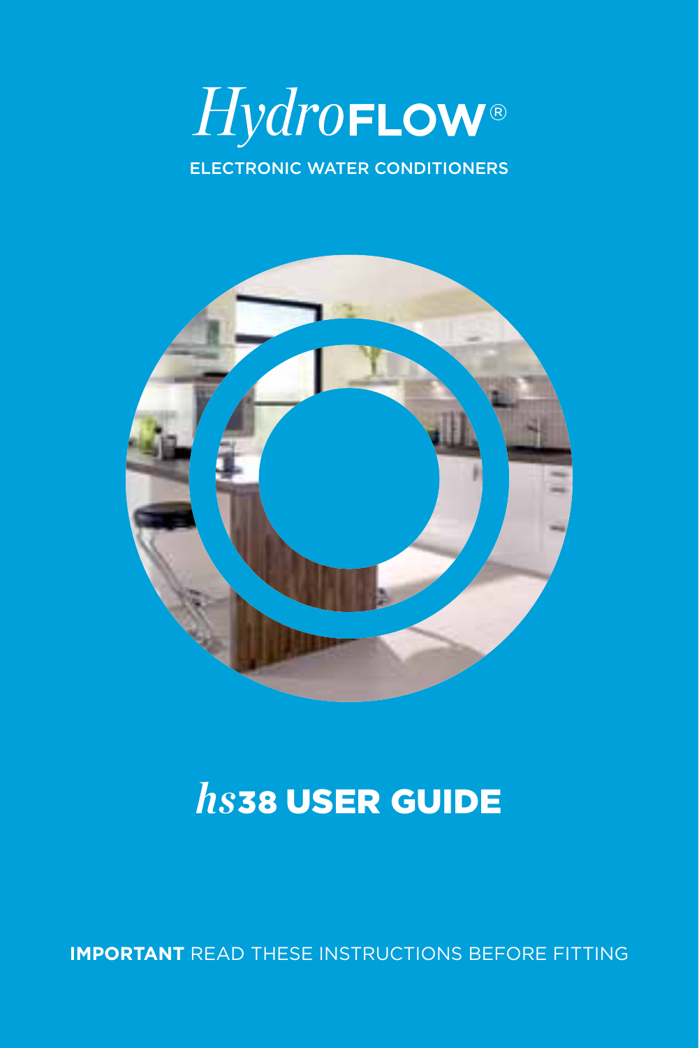# *Hydro*FLOW®

ELECTRONIC WATER CONDITIONERS

# *hs*38 USER GUIDE

**IMPORTANT** READ THESE INSTRUCTIONS BEFORE FITTING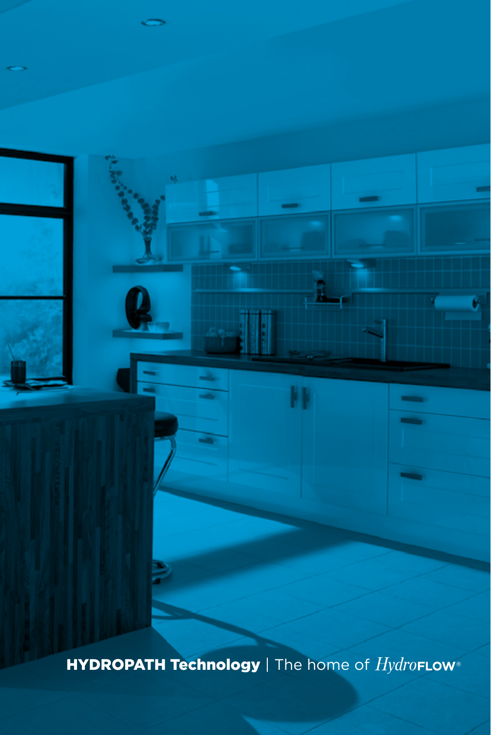**HYDROPATH Technology** | The home of *Hydro*FLOW®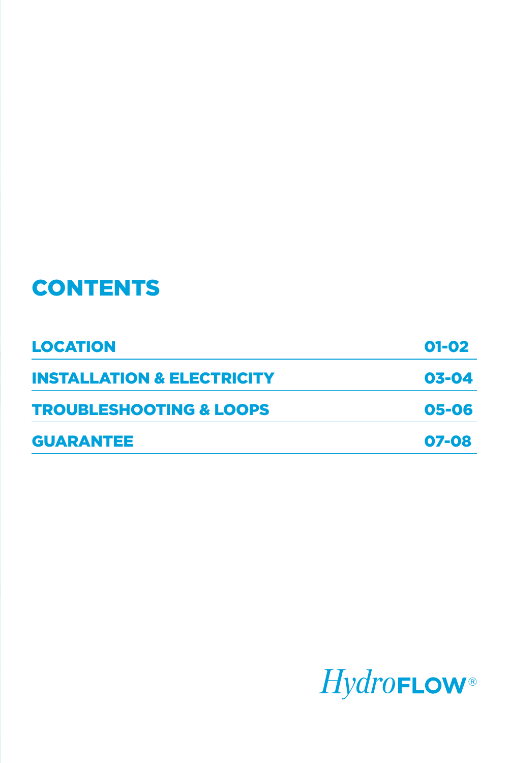# CONTENTS

| | |
|---|---|
| LOCATION | 01-02 |
| INSTALLATION & ELECTRICITY | 03-04 |
| TROUBLESHOOTING & LOOPS | 05-06 |
| GUARANTEE | 07-08 |

*Hydro*FLOW®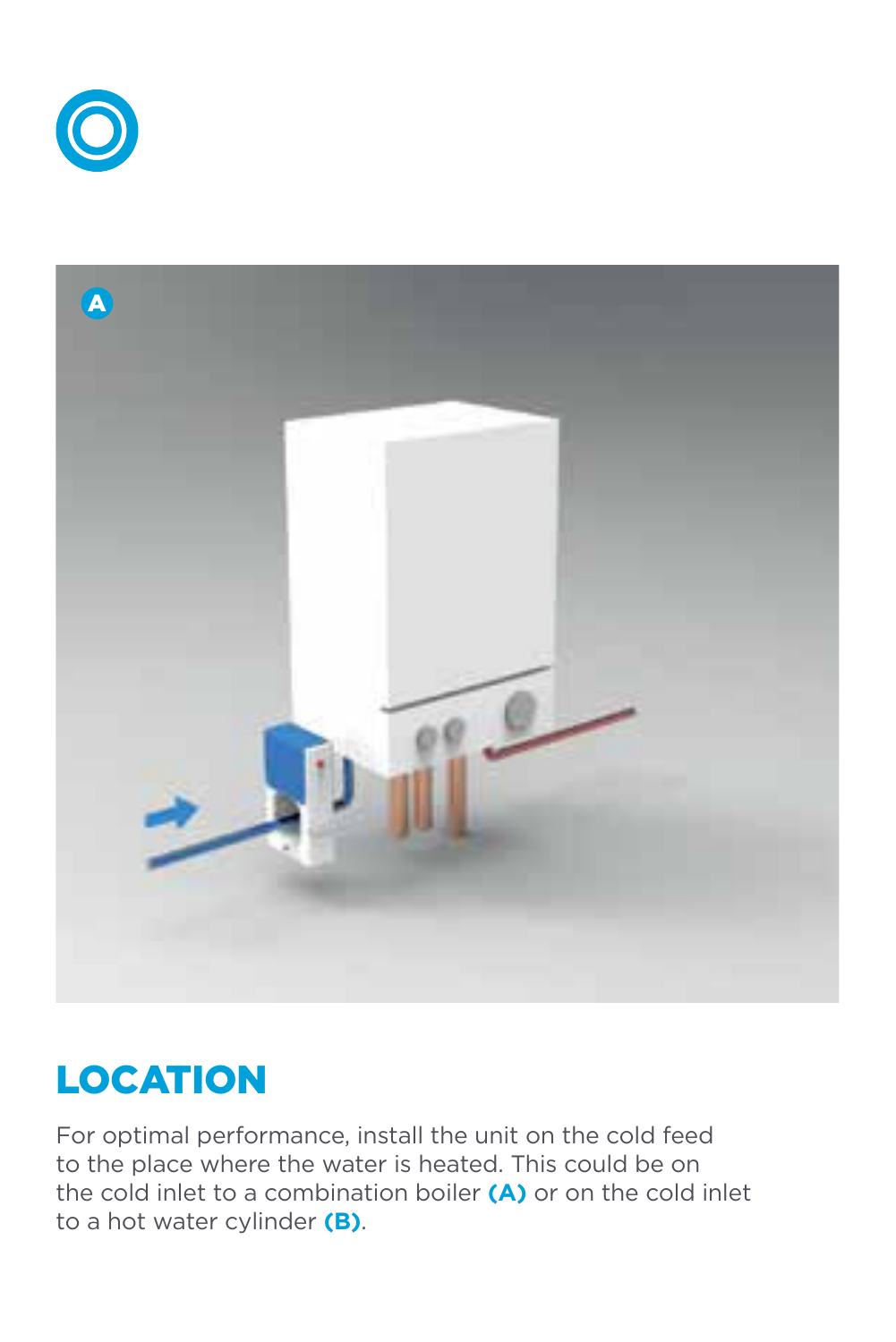## LOCATION

For optimal performance, install the unit on the cold feed to the place where the water is heated. This could be on the cold inlet to a combination boiler **(A)** or on the cold inlet to a hot water cylinder **(B)**.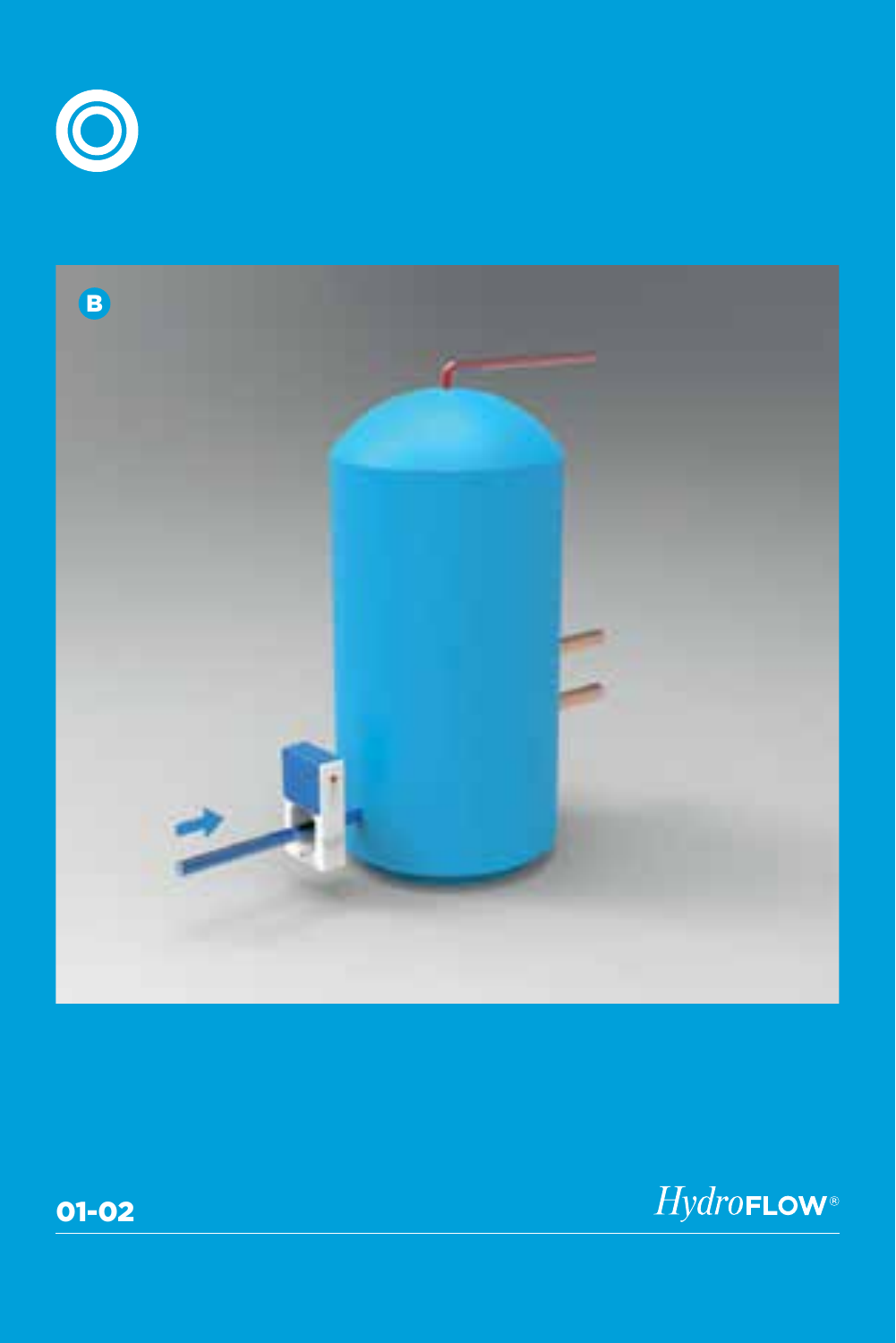B

01-02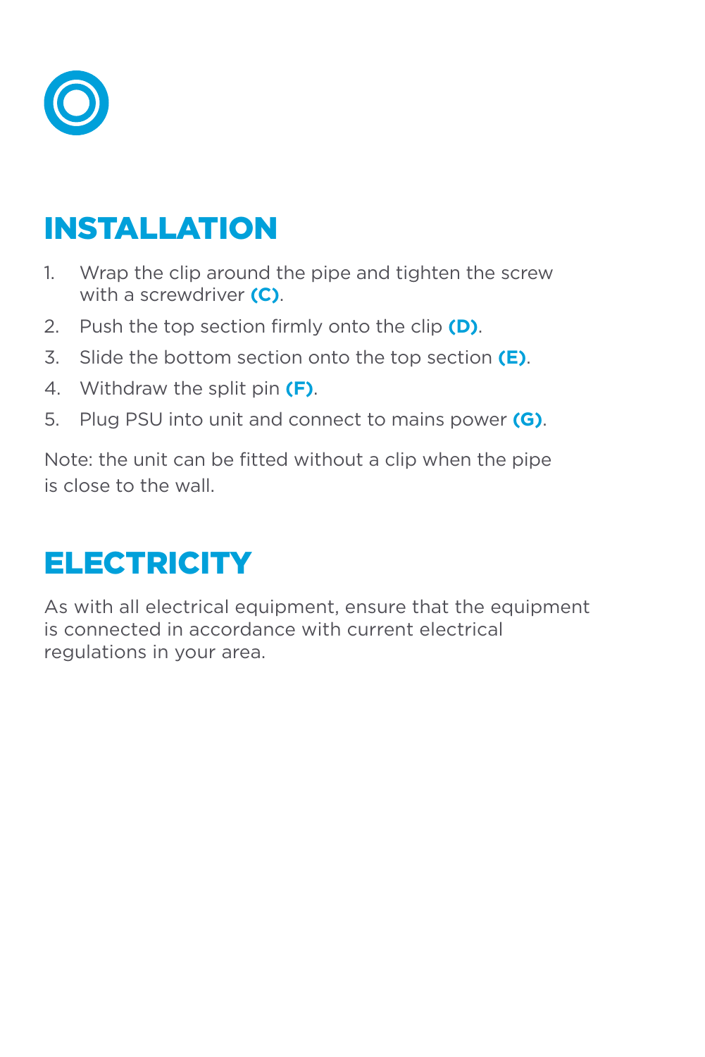## INSTALLATION

1. Wrap the clip around the pipe and tighten the screw with a screwdriver **(C)**.
2. Push the top section firmly onto the clip **(D)**.
3. Slide the bottom section onto the top section **(E)**.
4. Withdraw the split pin **(F)**.
5. Plug PSU into unit and connect to mains power **(G)**.

Note: the unit can be fitted without a clip when the pipe is close to the wall.

## ELECTRICITY

As with all electrical equipment, ensure that the equipment is connected in accordance with current electrical regulations in your area.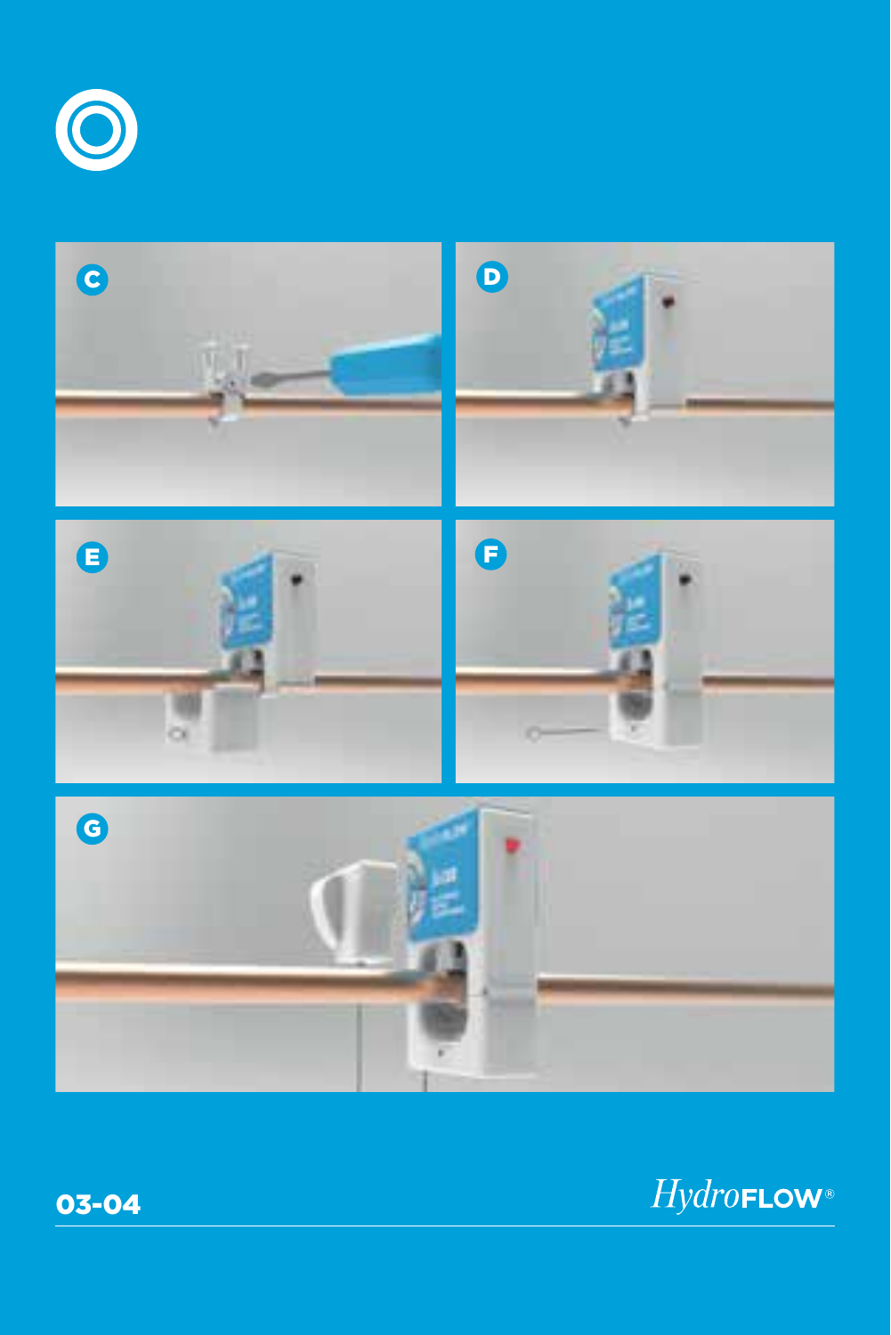C

D

E

F

G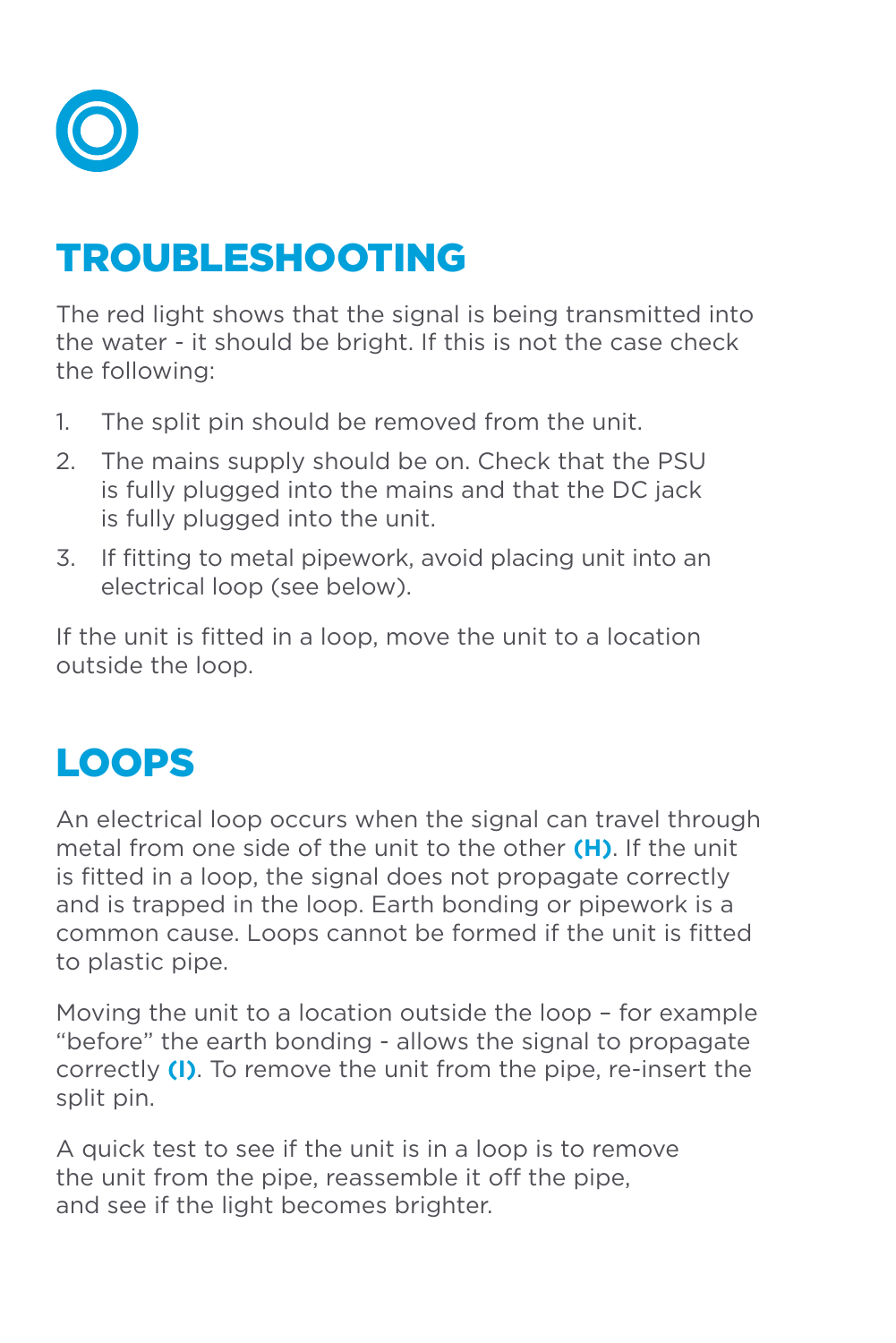## TROUBLESHOOTING

The red light shows that the signal is being transmitted into the water - it should be bright. If this is not the case check the following:

1. The split pin should be removed from the unit.
2. The mains supply should be on. Check that the PSU is fully plugged into the mains and that the DC jack is fully plugged into the unit.
3. If fitting to metal pipework, avoid placing unit into an electrical loop (see below).

If the unit is fitted in a loop, move the unit to a location outside the loop.

## LOOPS

An electrical loop occurs when the signal can travel through metal from one side of the unit to the other **(H)**. If the unit is fitted in a loop, the signal does not propagate correctly and is trapped in the loop. Earth bonding or pipework is a common cause. Loops cannot be formed if the unit is fitted to plastic pipe.

Moving the unit to a location outside the loop – for example "before" the earth bonding - allows the signal to propagate correctly **(I)**. To remove the unit from the pipe, re-insert the split pin.

A quick test to see if the unit is in a loop is to remove the unit from the pipe, reassemble it off the pipe, and see if the light becomes brighter.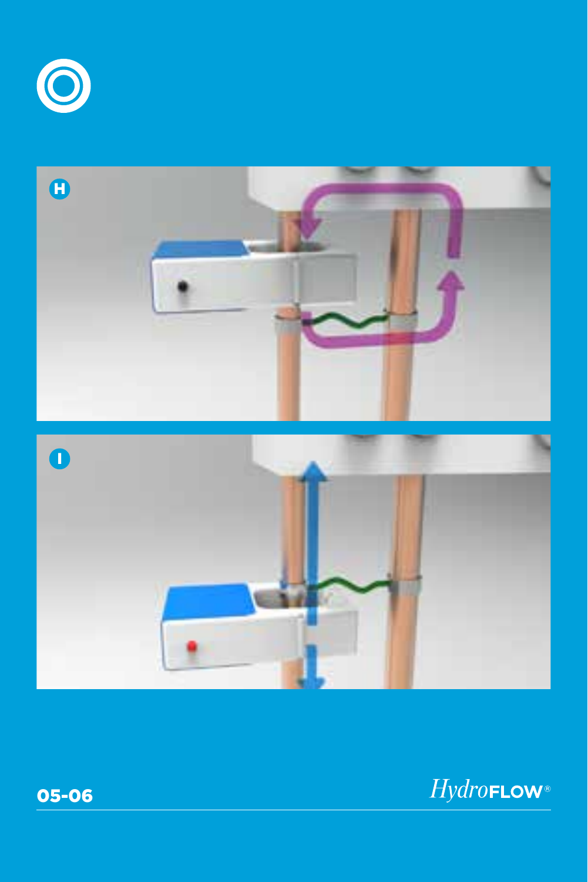H

I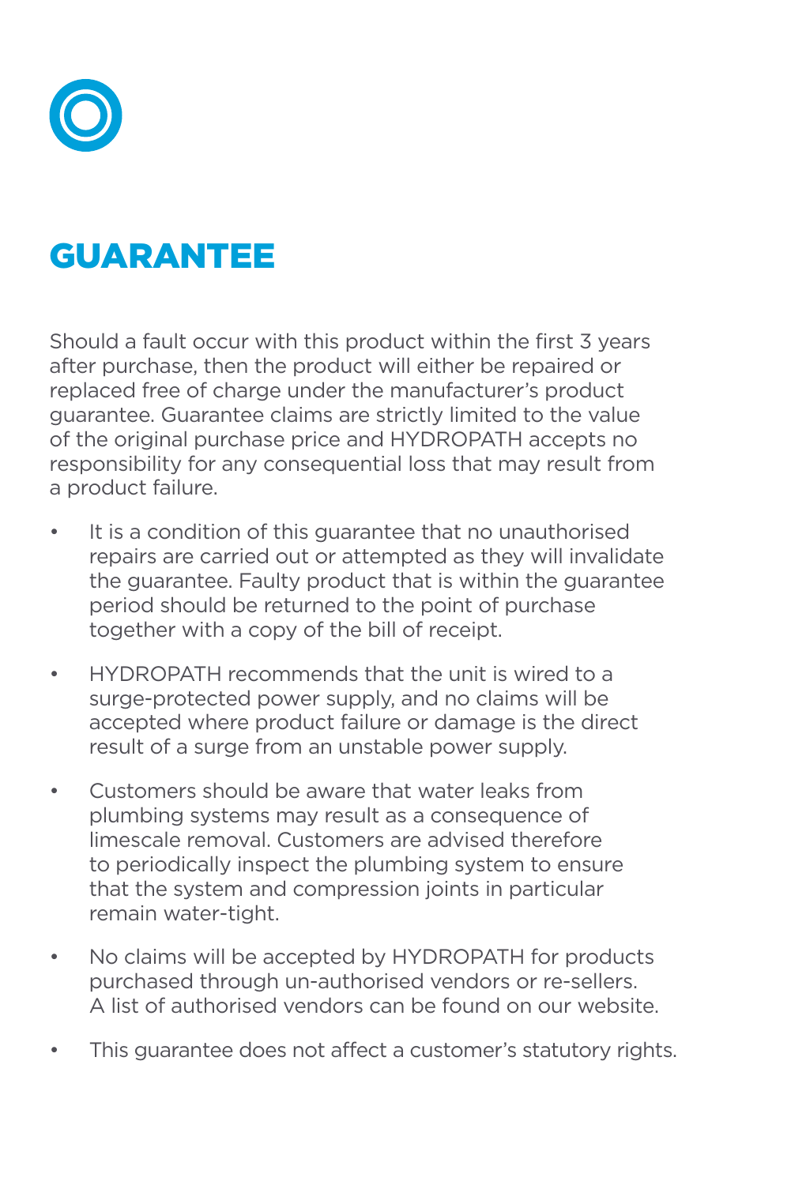# GUARANTEE

Should a fault occur with this product within the first 3 years after purchase, then the product will either be repaired or replaced free of charge under the manufacturer's product guarantee. Guarantee claims are strictly limited to the value of the original purchase price and HYDROPATH accepts no responsibility for any consequential loss that may result from a product failure.

- It is a condition of this guarantee that no unauthorised repairs are carried out or attempted as they will invalidate the guarantee. Faulty product that is within the guarantee period should be returned to the point of purchase together with a copy of the bill of receipt.
- HYDROPATH recommends that the unit is wired to a surge-protected power supply, and no claims will be accepted where product failure or damage is the direct result of a surge from an unstable power supply.
- Customers should be aware that water leaks from plumbing systems may result as a consequence of limescale removal. Customers are advised therefore to periodically inspect the plumbing system to ensure that the system and compression joints in particular remain water-tight.
- No claims will be accepted by HYDROPATH for products purchased through un-authorised vendors or re-sellers. A list of authorised vendors can be found on our website.
- This guarantee does not affect a customer's statutory rights.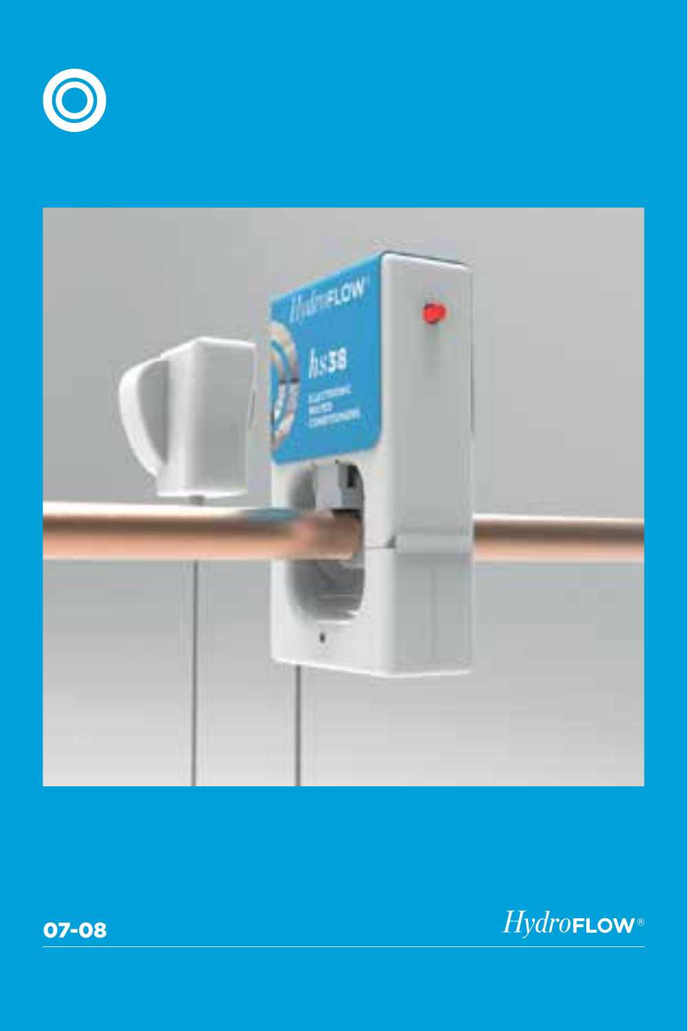07-08

*Hydro*FLOW®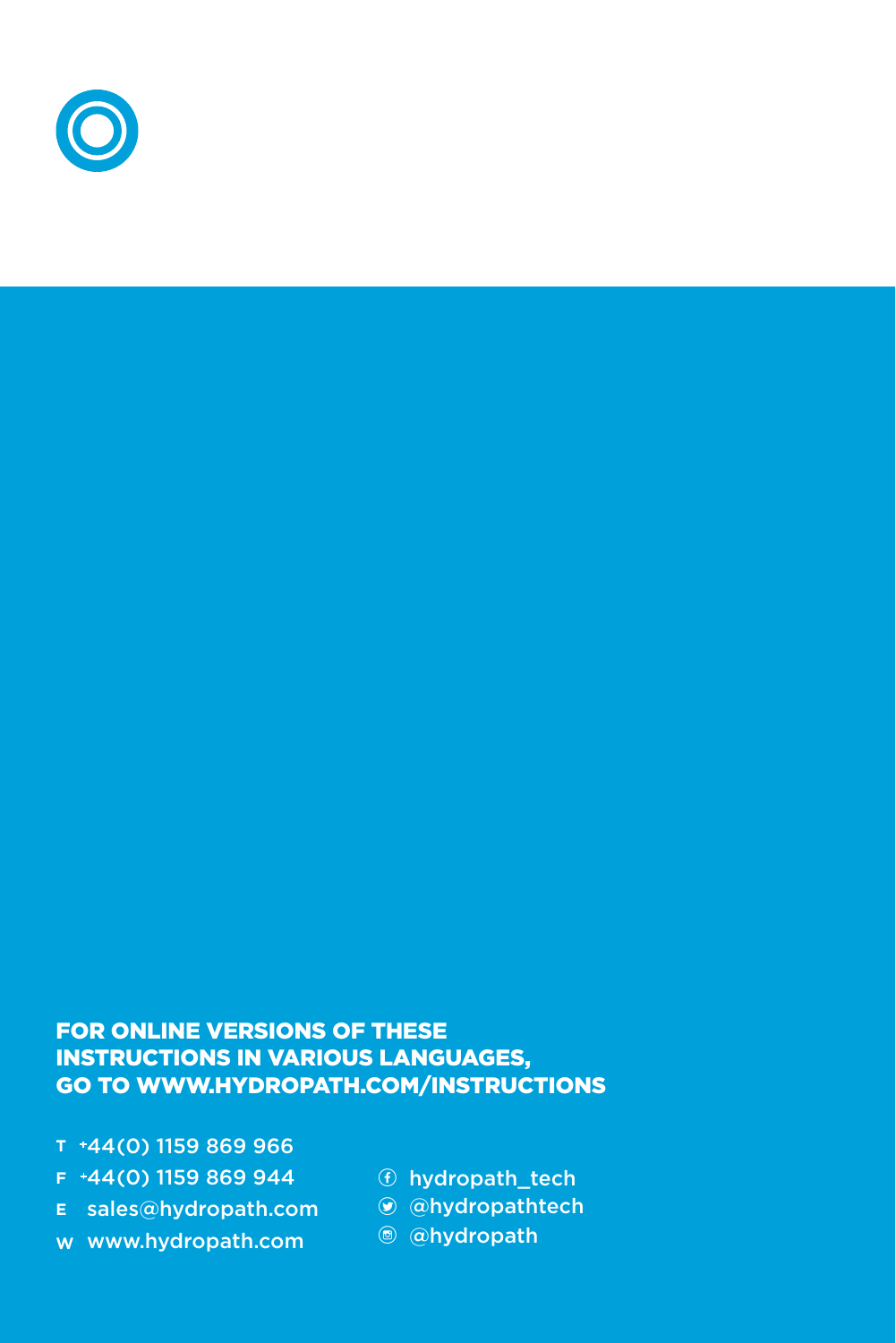**FOR ONLINE VERSIONS OF THESE INSTRUCTIONS IN VARIOUS LANGUAGES, GO TO WWW.HYDROPATH.COM/INSTRUCTIONS**

**T** +44(0) 1159 869 966
**F** +44(0) 1159 869 944
**E** sales@hydropath.com
**W** www.hydropath.com

hydropath_tech
@hydropathtech
@hydropath